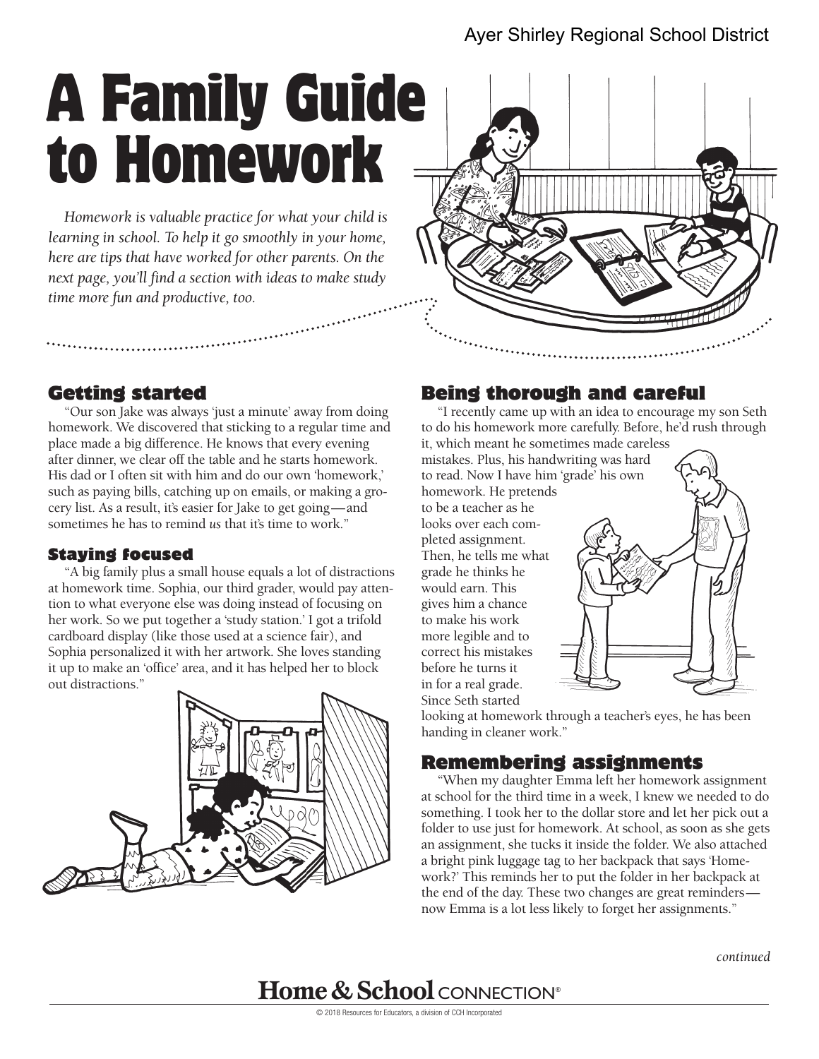Ayer Shirley Regional School District

# A Family Guide to Homework

*Homework is valuable practice for what your child is learning in school. To help it go smoothly in your home, here are tips that have worked for other parents. On the next page, you'll find a section with ideas to make study time more fun and productive, too.*

## Getting started

"Our son Jake was always 'just a minute' away from doing homework. We discovered that sticking to a regular time and place made a big difference. He knows that every evening after dinner, we clear off the table and he starts homework. His dad or I often sit with him and do our own 'homework,' such as paying bills, catching up on emails, or making a grocery list. As a result, it's easier for Jake to get going—and sometimes he has to remind *us* that it's time to work."

### Staying focused

"A big family plus a small house equals a lot of distractions at homework time. Sophia, our third grader, would pay attention to what everyone else was doing instead of focusing on her work. So we put together a 'study station.' I got a trifold cardboard display (like those used at a science fair), and Sophia personalized it with her artwork. She loves standing it up to make an 'office' area, and it has helped her to block out distractions."

## Being thorough and careful

"I recently came up with an idea to encourage my son Seth to do his homework more carefully. Before, he'd rush through it, which meant he sometimes made careless mistakes. Plus, his handwriting was hard to read. Now I have him 'grade' his own homework. He pretends to be a teacher as he looks over each completed assignment. Then, he tells me what grade he thinks he would earn. This gives him a chance to make his work more legible and to correct his mistakes before he turns it in for a real grade. Since Seth started looking at homework through a teacher's eyes, he has been handing in cleaner work."

## Remembering assignments

"When my daughter Emma left her homework assignment at school for the third time in a week, I knew we needed to do something. I took her to the dollar store and let her pick out a folder to use just for homework. At school, as soon as she gets an assignment, she tucks it inside the folder. We also attached a bright pink luggage tag to her backpack that says 'Homework?' This reminds her to put the folder in her backpack at the end of the day. These two changes are great reminders—now Emma is a lot less likely to forget her assignments."

*continued*

**Home & School** CONNECTION®

© 2018 Resources for Educators, a division of CCH Incorporated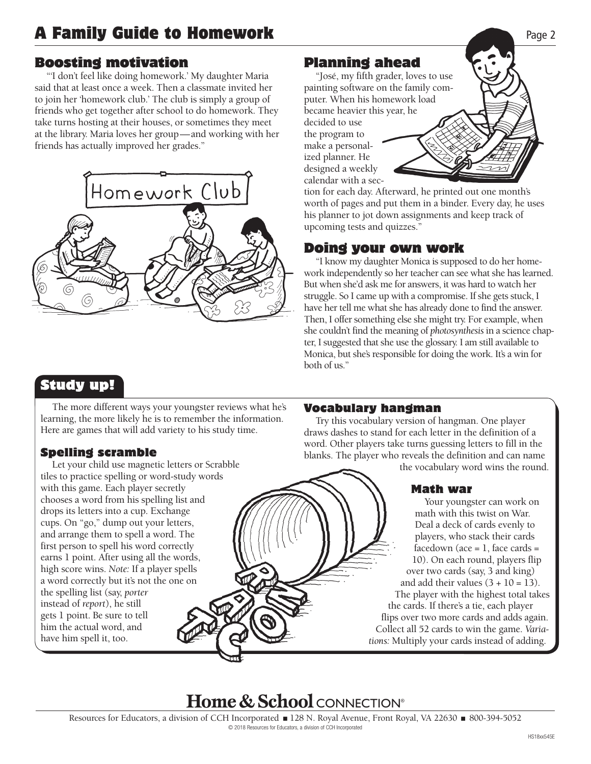## Boosting motivation

"'I don't feel like doing homework.' My daughter Maria said that at least once a week. Then a classmate invited her to join her 'homework club.' The club is simply a group of friends who get together after school to do homework. They take turns hosting at their houses, or sometimes they meet at the library. Maria loves her group—and working with her friends has actually improved her grades."

## Planning ahead

"José, my fifth grader, loves to use painting software on the family computer. When his homework load became heavier this year, he decided to use the program to make a personalized planner. He designed a weekly calendar with a section for each day. Afterward, he printed out one month's worth of pages and put them in a binder. Every day, he uses his planner to jot down assignments and keep track of upcoming tests and quizzes."

## Doing your own work

"I know my daughter Monica is supposed to do her homework independently so her teacher can see what she has learned. But when she'd ask me for answers, it was hard to watch her struggle. So I came up with a compromise. If she gets stuck, I have her tell me what she has already done to find the answer. Then, I offer something else she might try. For example, when she couldn't find the meaning of *photosynthesis* in a science chapter, I suggested that she use the glossary. I am still available to Monica, but she's responsible for doing the work. It's a win for both of us."

## Study up!

The more different ways your youngster reviews what he's learning, the more likely he is to remember the information. Here are games that will add variety to his study time.

### Spelling scramble

Let your child use magnetic letters or Scrabble tiles to practice spelling or word-study words with this game. Each player secretly chooses a word from his spelling list and drops its letters into a cup. Exchange cups. On "go," dump out your letters, and arrange them to spell a word. The first person to spell his word correctly earns 1 point. After using all the words, high score wins. *Note:* If a player spells a word correctly but it's not the one on the spelling list (say, *porter* instead of *report*), he still gets 1 point. Be sure to tell him the actual word, and have him spell it, too.

### Vocabulary hangman

Try this vocabulary version of hangman. One player draws dashes to stand for each letter in the definition of a word. Other players take turns guessing letters to fill in the blanks. The player who reveals the definition and can name the vocabulary word wins the round.

### Math war

Your youngster can work on math with this twist on War. Deal a deck of cards evenly to players, who stack their cards facedown (ace = 1, face cards = 10). On each round, players flip over two cards (say, 3 and king) and add their values (3 + 10 = 13). The player with the highest total takes the cards. If there's a tie, each player flips over two more cards and adds again. Collect all 52 cards to win the game. *Variations:* Multiply your cards instead of adding.

**Home & School** CONNECTION®

Resources for Educators, a division of CCH Incorporated ■ 128 N. Royal Avenue, Front Royal, VA 22630 ■ 800-394-5052

© 2018 Resources for Educators, a division of CCH Incorporated

HS18xx545E